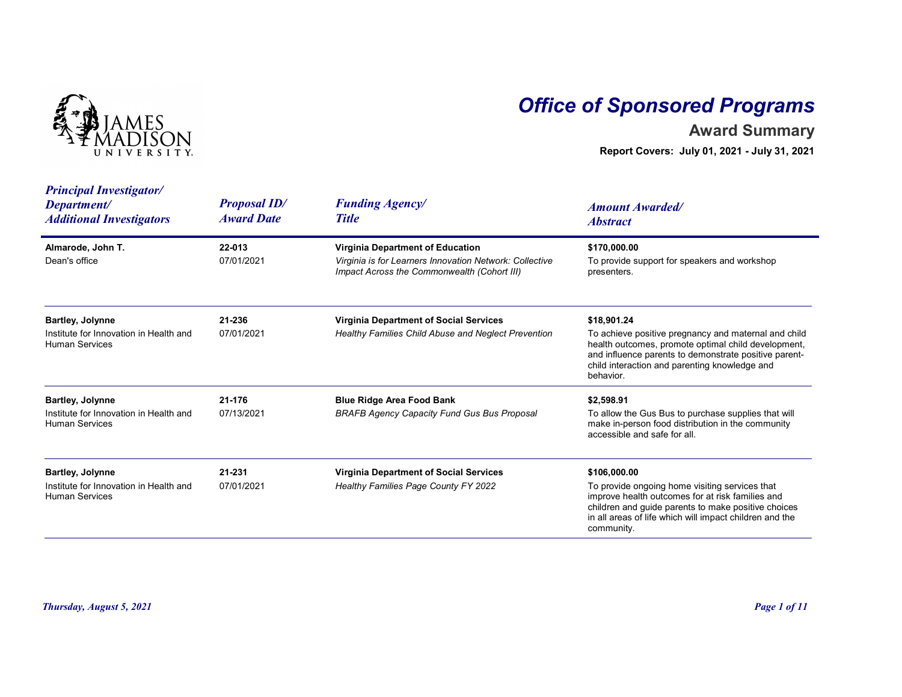# Office of Sponsored Programs

## Award Summary

**Report Covers: July 01, 2021 - July 31, 2021**

| *Principal Investigator/ Department/ Additional Investigators* | *Proposal ID/ Award Date* | *Funding Agency/ Title* | *Amount Awarded/ Abstract* |
|---|---|---|---|
| **Almarode, John T.**<br>Dean's office | **22-013**<br>07/01/2021 | **Virginia Department of Education**<br>*Virginia is for Learners Innovation Network: Collective Impact Across the Commonwealth (Cohort III)* | **$170,000.00**<br>To provide support for speakers and workshop presenters. |
| **Bartley, Jolynne**<br>Institute for Innovation in Health and Human Services | **21-236**<br>07/01/2021 | **Virginia Department of Social Services**<br>*Healthy Families Child Abuse and Neglect Prevention* | **$18,901.24**<br>To achieve positive pregnancy and maternal and child health outcomes, promote optimal child development, and influence parents to demonstrate positive parent-child interaction and parenting knowledge and behavior. |
| **Bartley, Jolynne**<br>Institute for Innovation in Health and Human Services | **21-176**<br>07/13/2021 | **Blue Ridge Area Food Bank**<br>*BRAFB Agency Capacity Fund Gus Bus Proposal* | **$2,598.91**<br>To allow the Gus Bus to purchase supplies that will make in-person food distribution in the community accessible and safe for all. |
| **Bartley, Jolynne**<br>Institute for Innovation in Health and Human Services | **21-231**<br>07/01/2021 | **Virginia Department of Social Services**<br>*Healthy Families Page County FY 2022* | **$106,000.00**<br>To provide ongoing home visiting services that improve health outcomes for at risk families and children and guide parents to make positive choices in all areas of life which will impact children and the community. |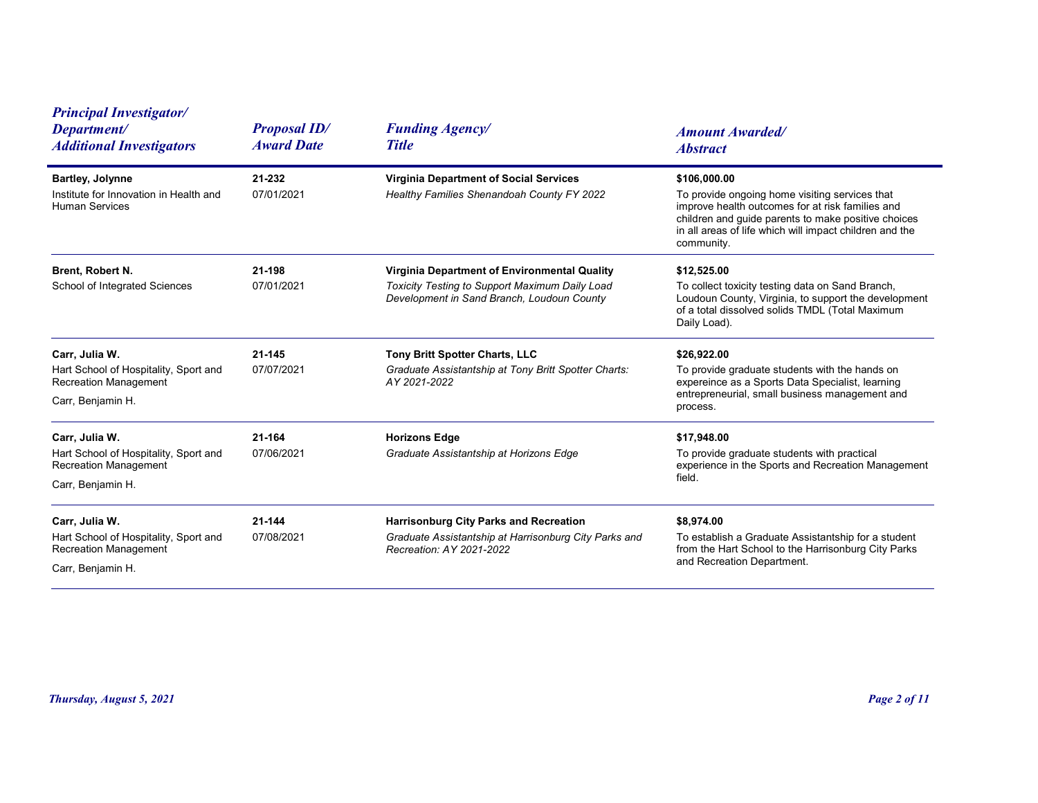| *Principal Investigator/ Department/ Additional Investigators* | *Proposal ID/ Award Date* | *Funding Agency/ Title* | *Amount Awarded/ Abstract* |
|---|---|---|---|
| **Bartley, Jolynne**<br>Institute for Innovation in Health and Human Services | **21-232**<br>07/01/2021 | **Virginia Department of Social Services**<br>*Healthy Families Shenandoah County FY 2022* | **$106,000.00**<br>To provide ongoing home visiting services that improve health outcomes for at risk families and children and guide parents to make positive choices in all areas of life which will impact children and the community. |
| **Brent, Robert N.**<br>School of Integrated Sciences | **21-198**<br>07/01/2021 | **Virginia Department of Environmental Quality**<br>*Toxicity Testing to Support Maximum Daily Load Development in Sand Branch, Loudoun County* | **$12,525.00**<br>To collect toxicity testing data on Sand Branch, Loudoun County, Virginia, to support the development of a total dissolved solids TMDL (Total Maximum Daily Load). |
| **Carr, Julia W.**<br>Hart School of Hospitality, Sport and Recreation Management<br>Carr, Benjamin H. | **21-145**<br>07/07/2021 | **Tony Britt Spotter Charts, LLC**<br>*Graduate Assistantship at Tony Britt Spotter Charts: AY 2021-2022* | **$26,922.00**<br>To provide graduate students with the hands on expereince as a Sports Data Specialist, learning entrepreneurial, small business management and process. |
| **Carr, Julia W.**<br>Hart School of Hospitality, Sport and Recreation Management<br>Carr, Benjamin H. | **21-164**<br>07/06/2021 | **Horizons Edge**<br>*Graduate Assistantship at Horizons Edge* | **$17,948.00**<br>To provide graduate students with practical experience in the Sports and Recreation Management field. |
| **Carr, Julia W.**<br>Hart School of Hospitality, Sport and Recreation Management<br>Carr, Benjamin H. | **21-144**<br>07/08/2021 | **Harrisonburg City Parks and Recreation**<br>*Graduate Assistantship at Harrisonburg City Parks and Recreation: AY 2021-2022* | **$8,974.00**<br>To establish a Graduate Assistantship for a student from the Hart School to the Harrisonburg City Parks and Recreation Department. |

*Thursday, August 5, 2021*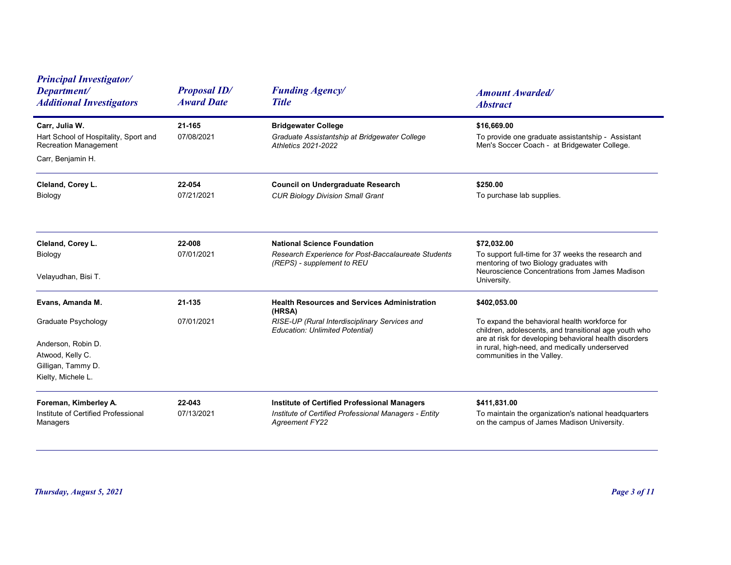| Principal Investigator/ Department/ Additional Investigators | Proposal ID/ Award Date | Funding Agency/ Title | Amount Awarded/ Abstract |
|---|---|---|---|
| **Carr, Julia W.**<br>Hart School of Hospitality, Sport and Recreation Management<br>Carr, Benjamin H. | **21-165**<br>07/08/2021 | **Bridgewater College**<br>*Graduate Assistantship at Bridgewater College Athletics 2021-2022* | **$16,669.00**<br>To provide one graduate assistantship - Assistant Men's Soccer Coach - at Bridgewater College. |
| **Cleland, Corey L.**<br>Biology | **22-054**<br>07/21/2021 | **Council on Undergraduate Research**<br>*CUR Biology Division Small Grant* | **$250.00**<br>To purchase lab supplies. |
| **Cleland, Corey L.**<br>Biology<br>Velayudhan, Bisi T. | **22-008**<br>07/01/2021 | **National Science Foundation**<br>*Research Experience for Post-Baccalaureate Students (REPS) - supplement to REU* | **$72,032.00**<br>To support full-time for 37 weeks the research and mentoring of two Biology graduates with Neuroscience Concentrations from James Madison University. |
| **Evans, Amanda M.**<br>Graduate Psychology<br>Anderson, Robin D.<br>Atwood, Kelly C.<br>Gilligan, Tammy D.<br>Kielty, Michele L. | **21-135**<br>07/01/2021 | **Health Resources and Services Administration (HRSA)**<br>*RISE-UP (Rural Interdisciplinary Services and Education: Unlimited Potential)* | **$402,053.00**<br>To expand the behavioral health workforce for children, adolescents, and transitional age youth who are at risk for developing behavioral health disorders in rural, high-need, and medically underserved communities in the Valley. |
| **Foreman, Kimberley A.**<br>Institute of Certified Professional Managers | **22-043**<br>07/13/2021 | **Institute of Certified Professional Managers**<br>*Institute of Certified Professional Managers - Entity Agreement FY22* | **$411,831.00**<br>To maintain the organization's national headquarters on the campus of James Madison University. |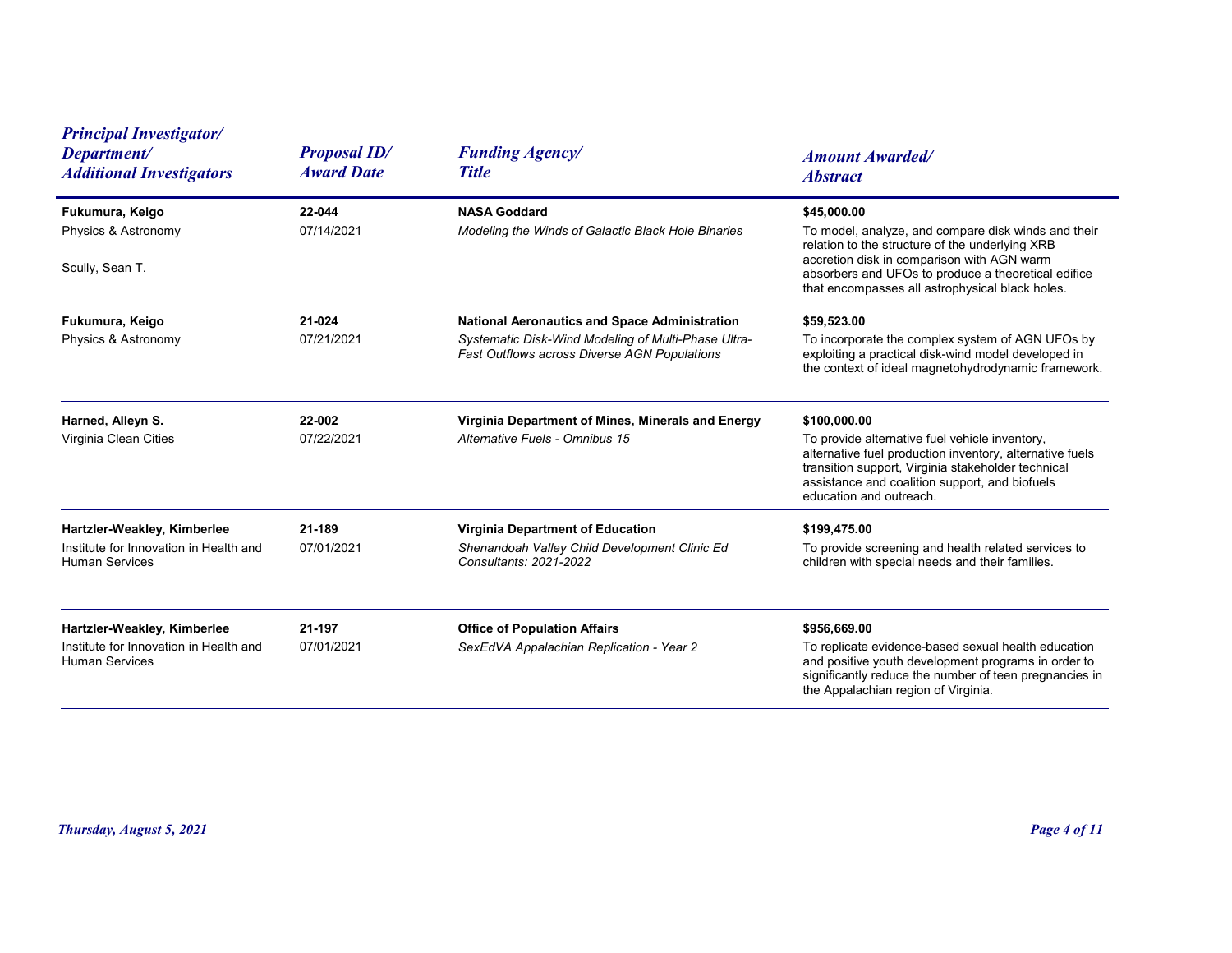| *Principal Investigator/ Department/ Additional Investigators* | *Proposal ID/ Award Date* | *Funding Agency/ Title* | *Amount Awarded/ Abstract* |
|---|---|---|---|
| **Fukumura, Keigo**<br>Physics & Astronomy<br><br>Scully, Sean T. | **22-044**<br>07/14/2021 | **NASA Goddard**<br>*Modeling the Winds of Galactic Black Hole Binaries* | **$45,000.00**<br>To model, analyze, and compare disk winds and their relation to the structure of the underlying XRB accretion disk in comparison with AGN warm absorbers and UFOs to produce a theoretical edifice that encompasses all astrophysical black holes. |
| **Fukumura, Keigo**<br>Physics & Astronomy | **21-024**<br>07/21/2021 | **National Aeronautics and Space Administration**<br>*Systematic Disk-Wind Modeling of Multi-Phase Ultra-Fast Outflows across Diverse AGN Populations* | **$59,523.00**<br>To incorporate the complex system of AGN UFOs by exploiting a practical disk-wind model developed in the context of ideal magnetohydrodynamic framework. |
| **Harned, Alleyn S.**<br>Virginia Clean Cities | **22-002**<br>07/22/2021 | **Virginia Department of Mines, Minerals and Energy**<br>*Alternative Fuels - Omnibus 15* | **$100,000.00**<br>To provide alternative fuel vehicle inventory, alternative fuel production inventory, alternative fuels transition support, Virginia stakeholder technical assistance and coalition support, and biofuels education and outreach. |
| **Hartzler-Weakley, Kimberlee**<br>Institute for Innovation in Health and Human Services | **21-189**<br>07/01/2021 | **Virginia Department of Education**<br>*Shenandoah Valley Child Development Clinic Ed Consultants: 2021-2022* | **$199,475.00**<br>To provide screening and health related services to children with special needs and their families. |
| **Hartzler-Weakley, Kimberlee**<br>Institute for Innovation in Health and Human Services | **21-197**<br>07/01/2021 | **Office of Population Affairs**<br>*SexEdVA Appalachian Replication - Year 2* | **$956,669.00**<br>To replicate evidence-based sexual health education and positive youth development programs in order to significantly reduce the number of teen pregnancies in the Appalachian region of Virginia. |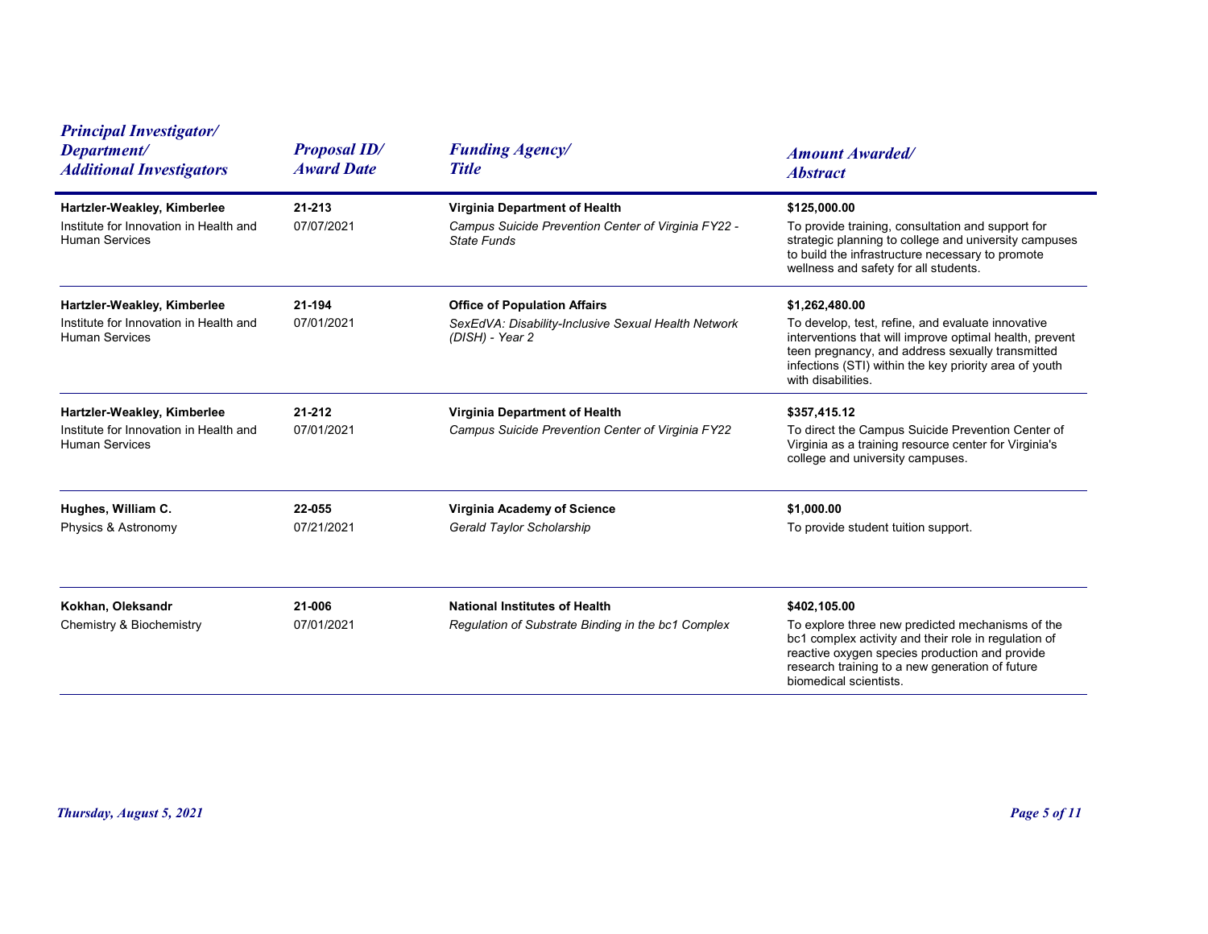| *Principal Investigator/ Department/ Additional Investigators* | *Proposal ID/ Award Date* | *Funding Agency/ Title* | *Amount Awarded/ Abstract* |
|---|---|---|---|
| **Hartzler-Weakley, Kimberlee**<br>Institute for Innovation in Health and Human Services | **21-213**<br>07/07/2021 | **Virginia Department of Health**<br>*Campus Suicide Prevention Center of Virginia FY22 - State Funds* | **$125,000.00**<br>To provide training, consultation and support for strategic planning to college and university campuses to build the infrastructure necessary to promote wellness and safety for all students. |
| **Hartzler-Weakley, Kimberlee**<br>Institute for Innovation in Health and Human Services | **21-194**<br>07/01/2021 | **Office of Population Affairs**<br>*SexEdVA: Disability-Inclusive Sexual Health Network (DISH) - Year 2* | **$1,262,480.00**<br>To develop, test, refine, and evaluate innovative interventions that will improve optimal health, prevent teen pregnancy, and address sexually transmitted infections (STI) within the key priority area of youth with disabilities. |
| **Hartzler-Weakley, Kimberlee**<br>Institute for Innovation in Health and Human Services | **21-212**<br>07/01/2021 | **Virginia Department of Health**<br>*Campus Suicide Prevention Center of Virginia FY22* | **$357,415.12**<br>To direct the Campus Suicide Prevention Center of Virginia as a training resource center for Virginia's college and university campuses. |
| **Hughes, William C.**<br>Physics & Astronomy | **22-055**<br>07/21/2021 | **Virginia Academy of Science**<br>*Gerald Taylor Scholarship* | **$1,000.00**<br>To provide student tuition support. |
| **Kokhan, Oleksandr**<br>Chemistry & Biochemistry | **21-006**<br>07/01/2021 | **National Institutes of Health**<br>*Regulation of Substrate Binding in the bc1 Complex* | **$402,105.00**<br>To explore three new predicted mechanisms of the bc1 complex activity and their role in regulation of reactive oxygen species production and provide research training to a new generation of future biomedical scientists. |

*Thursday, August 5, 2021*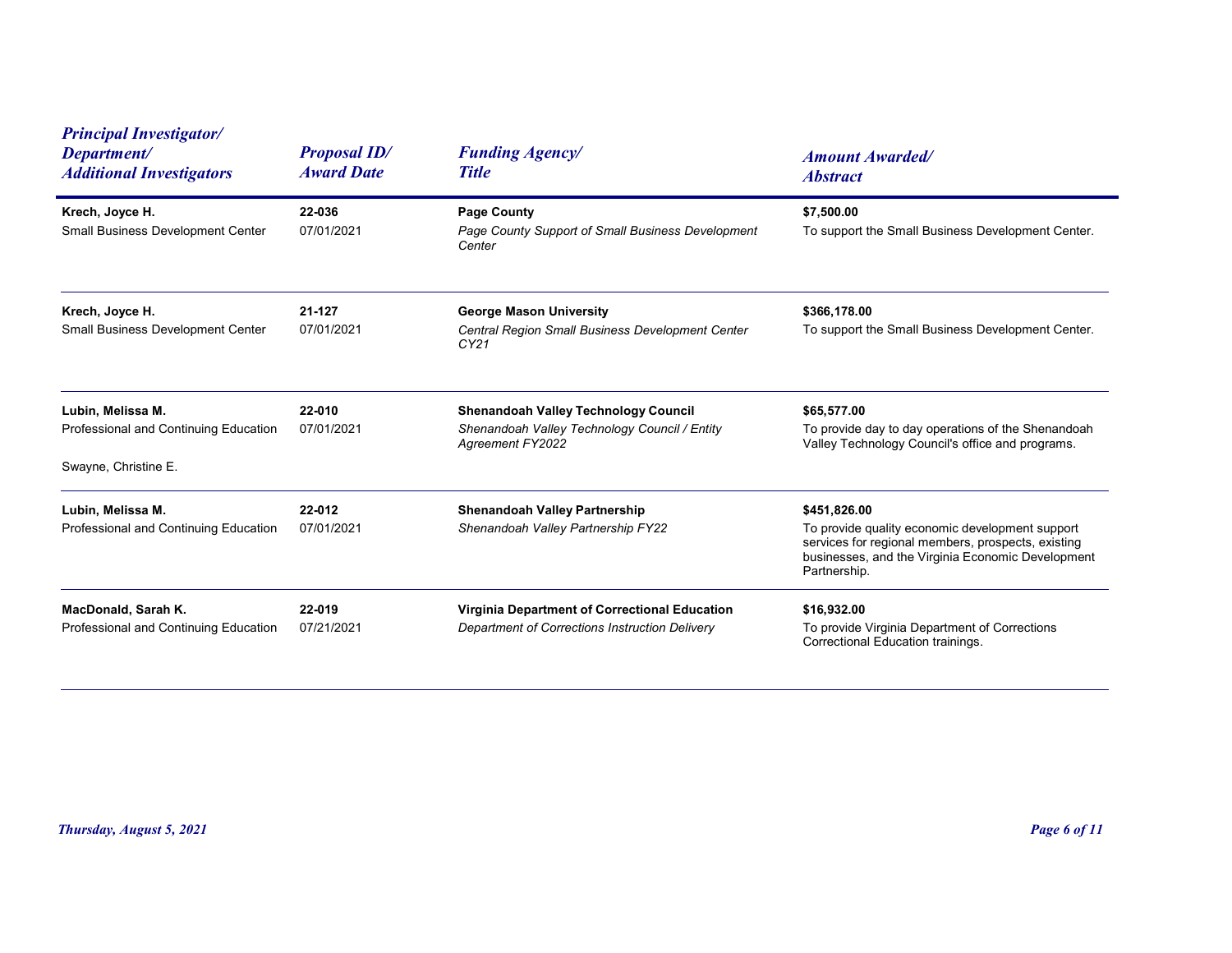| Principal Investigator/ Department/ Additional Investigators | Proposal ID/ Award Date | Funding Agency/ Title | Amount Awarded/ Abstract |
|---|---|---|---|
| **Krech, Joyce H.**<br>Small Business Development Center | **22-036**<br>07/01/2021 | **Page County**<br>*Page County Support of Small Business Development Center* | **$7,500.00**<br>To support the Small Business Development Center. |
| **Krech, Joyce H.**<br>Small Business Development Center | **21-127**<br>07/01/2021 | **George Mason University**<br>*Central Region Small Business Development Center CY21* | **$366,178.00**<br>To support the Small Business Development Center. |
| **Lubin, Melissa M.**<br>Professional and Continuing Education<br><br>Swayne, Christine E. | **22-010**<br>07/01/2021 | **Shenandoah Valley Technology Council**<br>*Shenandoah Valley Technology Council / Entity Agreement FY2022* | **$65,577.00**<br>To provide day to day operations of the Shenandoah Valley Technology Council's office and programs. |
| **Lubin, Melissa M.**<br>Professional and Continuing Education | **22-012**<br>07/01/2021 | **Shenandoah Valley Partnership**<br>*Shenandoah Valley Partnership FY22* | **$451,826.00**<br>To provide quality economic development support services for regional members, prospects, existing businesses, and the Virginia Economic Development Partnership. |
| **MacDonald, Sarah K.**<br>Professional and Continuing Education | **22-019**<br>07/21/2021 | **Virginia Department of Correctional Education**<br>*Department of Corrections Instruction Delivery* | **$16,932.00**<br>To provide Virginia Department of Corrections Correctional Education trainings. |

*Thursday, August 5, 2021*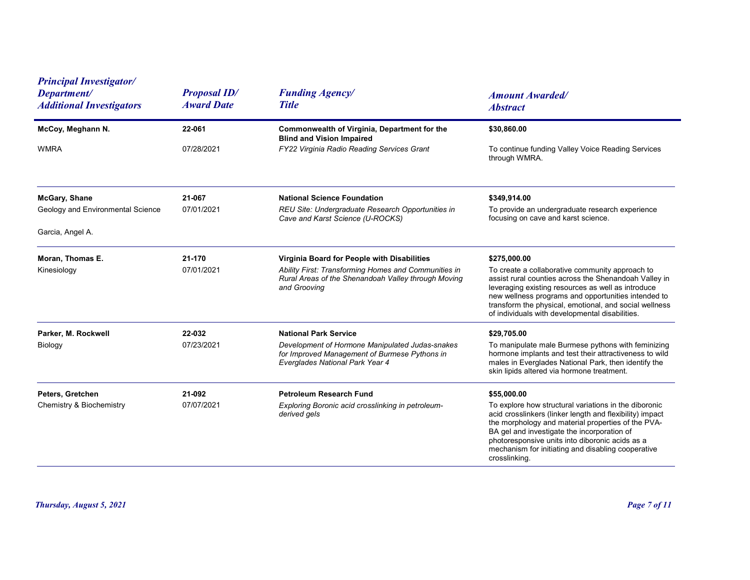| Principal Investigator/ Department/ Additional Investigators | Proposal ID/ Award Date | Funding Agency/ Title | Amount Awarded/ Abstract |
|---|---|---|---|
| **McCoy, Meghann N.**<br>WMRA | **22-061**<br>07/28/2021 | **Commonwealth of Virginia, Department for the Blind and Vision Impaired**<br>*FY22 Virginia Radio Reading Services Grant* | **$30,860.00**<br>To continue funding Valley Voice Reading Services through WMRA. |
| **McGary, Shane**<br>Geology and Environmental Science<br>Garcia, Angel A. | **21-067**<br>07/01/2021 | **National Science Foundation**<br>*REU Site: Undergraduate Research Opportunities in Cave and Karst Science (U-ROCKS)* | **$349,914.00**<br>To provide an undergraduate research experience focusing on cave and karst science. |
| **Moran, Thomas E.**<br>Kinesiology | **21-170**<br>07/01/2021 | **Virginia Board for People with Disabilities**<br>*Ability First: Transforming Homes and Communities in Rural Areas of the Shenandoah Valley through Moving and Grooving* | **$275,000.00**<br>To create a collaborative community approach to assist rural counties across the Shenandoah Valley in leveraging existing resources as well as introduce new wellness programs and opportunities intended to transform the physical, emotional, and social wellness of individuals with developmental disabilities. |
| **Parker, M. Rockwell**<br>Biology | **22-032**<br>07/23/2021 | **National Park Service**<br>*Development of Hormone Manipulated Judas-snakes for Improved Management of Burmese Pythons in Everglades National Park Year 4* | **$29,705.00**<br>To manipulate male Burmese pythons with feminizing hormone implants and test their attractiveness to wild males in Everglades National Park, then identify the skin lipids altered via hormone treatment. |
| **Peters, Gretchen**<br>Chemistry & Biochemistry | **21-092**<br>07/07/2021 | **Petroleum Research Fund**<br>*Exploring Boronic acid crosslinking in petroleum-derived gels* | **$55,000.00**<br>To explore how structural variations in the diboronic acid crosslinkers (linker length and flexibility) impact the morphology and material properties of the PVA-BA gel and investigate the incorporation of photoresponsive units into diboronic acids as a mechanism for initiating and disabling cooperative crosslinking. |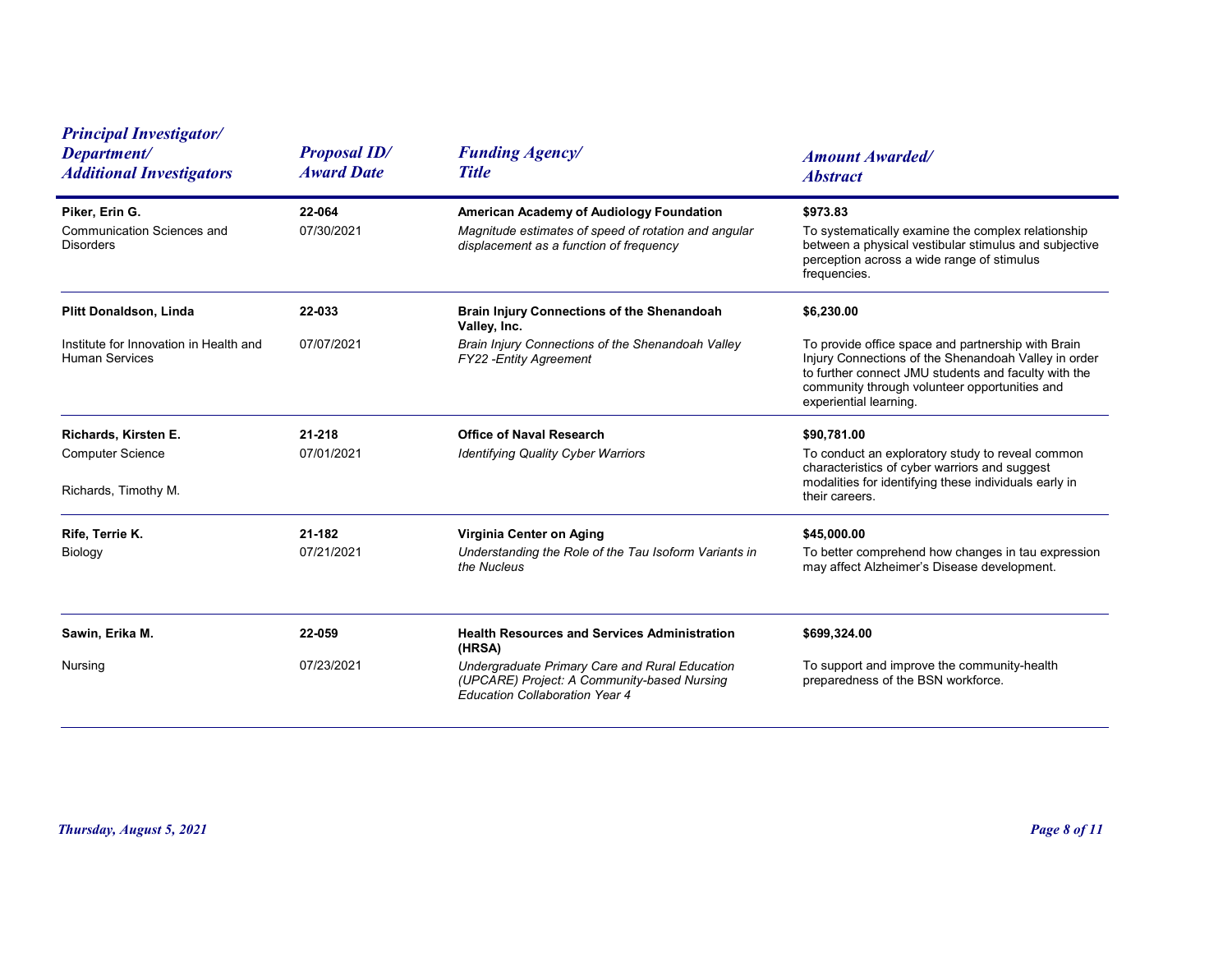| Principal Investigator/ Department/ Additional Investigators | Proposal ID/ Award Date | Funding Agency/ Title | Amount Awarded/ Abstract |
| --- | --- | --- | --- |
| **Piker, Erin G.**<br>Communication Sciences and Disorders | **22-064**<br>07/30/2021 | **American Academy of Audiology Foundation**<br>*Magnitude estimates of speed of rotation and angular displacement as a function of frequency* | **$973.83**<br>To systematically examine the complex relationship between a physical vestibular stimulus and subjective perception across a wide range of stimulus frequencies. |
| **Plitt Donaldson, Linda**<br>Institute for Innovation in Health and Human Services | **22-033**<br>07/07/2021 | **Brain Injury Connections of the Shenandoah Valley, Inc.**<br>*Brain Injury Connections of the Shenandoah Valley FY22 -Entity Agreement* | **$6,230.00**<br>To provide office space and partnership with Brain Injury Connections of the Shenandoah Valley in order to further connect JMU students and faculty with the community through volunteer opportunities and experiential learning. |
| **Richards, Kirsten E.**<br>Computer Science<br>Richards, Timothy M. | **21-218**<br>07/01/2021 | **Office of Naval Research**<br>*Identifying Quality Cyber Warriors* | **$90,781.00**<br>To conduct an exploratory study to reveal common characteristics of cyber warriors and suggest modalities for identifying these individuals early in their careers. |
| **Rife, Terrie K.**<br>Biology | **21-182**<br>07/21/2021 | **Virginia Center on Aging**<br>*Understanding the Role of the Tau Isoform Variants in the Nucleus* | **$45,000.00**<br>To better comprehend how changes in tau expression may affect Alzheimer's Disease development. |
| **Sawin, Erika M.**<br>Nursing | **22-059**<br>07/23/2021 | **Health Resources and Services Administration (HRSA)**<br>*Undergraduate Primary Care and Rural Education (UPCARE) Project: A Community-based Nursing Education Collaboration Year 4* | **$699,324.00**<br>To support and improve the community-health preparedness of the BSN workforce. |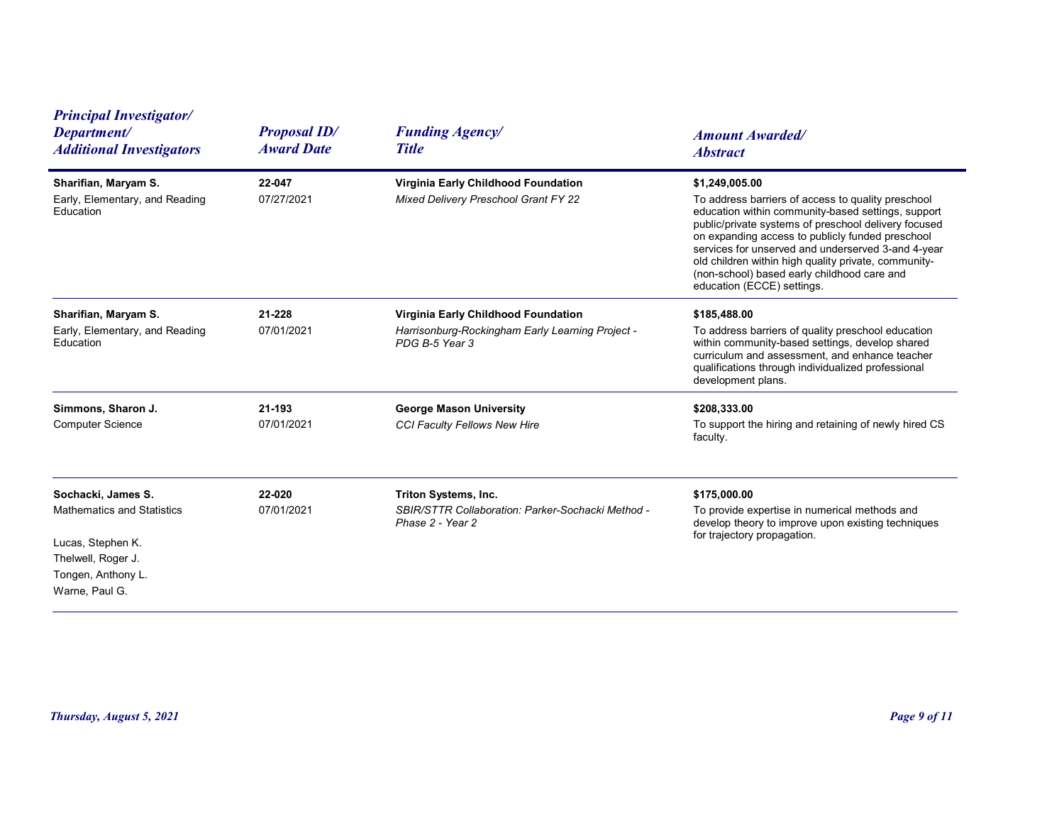| Principal Investigator/ Department/ Additional Investigators | Proposal ID/ Award Date | Funding Agency/ Title | Amount Awarded/ Abstract |
|---|---|---|---|
| **Sharifian, Maryam S.**<br>Early, Elementary, and Reading Education | **22-047**<br>07/27/2021 | **Virginia Early Childhood Foundation**<br>*Mixed Delivery Preschool Grant FY 22* | **$1,249,005.00**<br>To address barriers of access to quality preschool education within community-based settings, support public/private systems of preschool delivery focused on expanding access to publicly funded preschool services for unserved and underserved 3-and 4-year old children within high quality private, community-(non-school) based early childhood care and education (ECCE) settings. |
| **Sharifian, Maryam S.**<br>Early, Elementary, and Reading Education | **21-228**<br>07/01/2021 | **Virginia Early Childhood Foundation**<br>*Harrisonburg-Rockingham Early Learning Project - PDG B-5 Year 3* | **$185,488.00**<br>To address barriers of quality preschool education within community-based settings, develop shared curriculum and assessment, and enhance teacher qualifications through individualized professional development plans. |
| **Simmons, Sharon J.**<br>Computer Science | **21-193**<br>07/01/2021 | **George Mason University**<br>*CCI Faculty Fellows New Hire* | **$208,333.00**<br>To support the hiring and retaining of newly hired CS faculty. |
| **Sochacki, James S.**<br>Mathematics and Statistics<br><br>Lucas, Stephen K.<br>Thelwell, Roger J.<br>Tongen, Anthony L.<br>Warne, Paul G. | **22-020**<br>07/01/2021 | **Triton Systems, Inc.**<br>*SBIR/STTR Collaboration: Parker-Sochacki Method - Phase 2 - Year 2* | **$175,000.00**<br>To provide expertise in numerical methods and develop theory to improve upon existing techniques for trajectory propagation. |

*Thursday, August 5, 2021*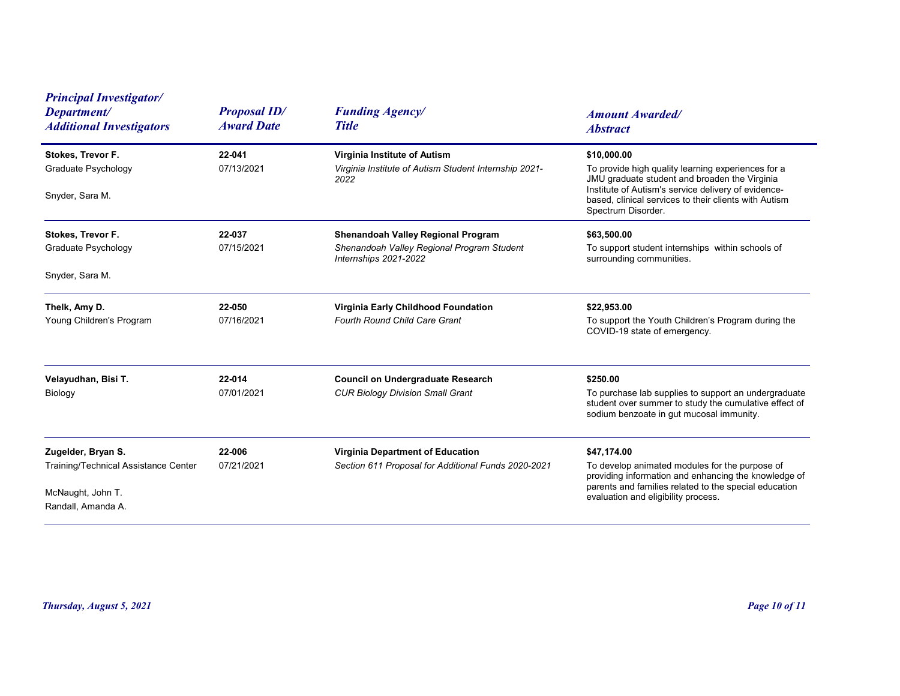| Principal Investigator/ Department/ Additional Investigators | Proposal ID/ Award Date | Funding Agency/ Title | Amount Awarded/ Abstract |
|---|---|---|---|
| **Stokes, Trevor F.**<br>Graduate Psychology<br><br>Snyder, Sara M. | **22-041**<br>07/13/2021 | **Virginia Institute of Autism**<br>*Virginia Institute of Autism Student Internship 2021-2022* | **$10,000.00**<br>To provide high quality learning experiences for a JMU graduate student and broaden the Virginia Institute of Autism's service delivery of evidence-based, clinical services to their clients with Autism Spectrum Disorder. |
| **Stokes, Trevor F.**<br>Graduate Psychology<br><br>Snyder, Sara M. | **22-037**<br>07/15/2021 | **Shenandoah Valley Regional Program**<br>*Shenandoah Valley Regional Program Student Internships 2021-2022* | **$63,500.00**<br>To support student internships within schools of surrounding communities. |
| **Thelk, Amy D.**<br>Young Children's Program | **22-050**<br>07/16/2021 | **Virginia Early Childhood Foundation**<br>*Fourth Round Child Care Grant* | **$22,953.00**<br>To support the Youth Children's Program during the COVID-19 state of emergency. |
| **Velayudhan, Bisi T.**<br>Biology | **22-014**<br>07/01/2021 | **Council on Undergraduate Research**<br>*CUR Biology Division Small Grant* | **$250.00**<br>To purchase lab supplies to support an undergraduate student over summer to study the cumulative effect of sodium benzoate in gut mucosal immunity. |
| **Zugelder, Bryan S.**<br>Training/Technical Assistance Center<br><br>McNaught, John T.<br>Randall, Amanda A. | **22-006**<br>07/21/2021 | **Virginia Department of Education**<br>*Section 611 Proposal for Additional Funds 2020-2021* | **$47,174.00**<br>To develop animated modules for the purpose of providing information and enhancing the knowledge of parents and families related to the special education evaluation and eligibility process. |

*Thursday, August 5, 2021*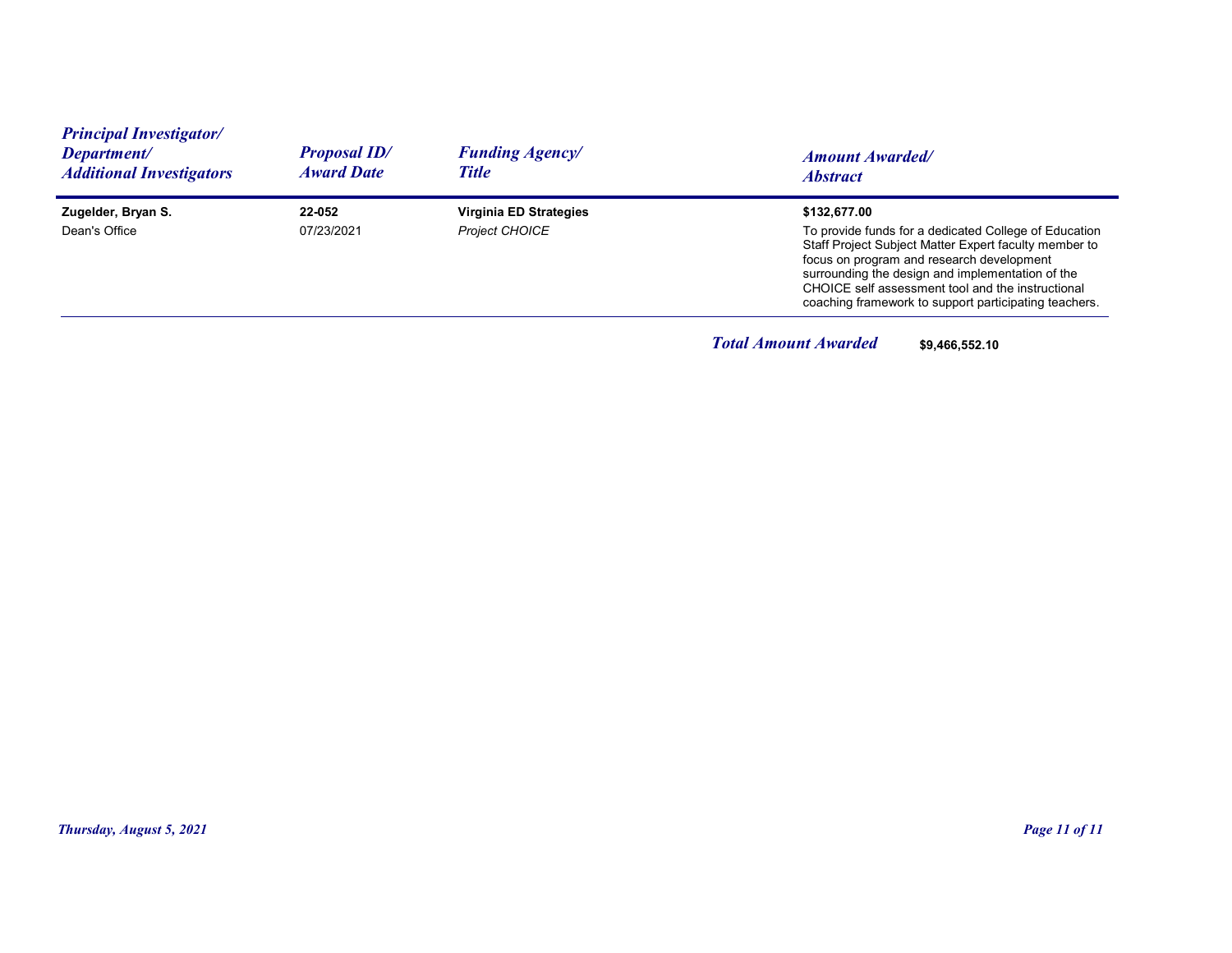| *Principal Investigator/ Department/ Additional Investigators* | *Proposal ID/ Award Date* | *Funding Agency/ Title* | *Amount Awarded/ Abstract* |
|---|---|---|---|
| **Zugelder, Bryan S.**<br>Dean's Office | **22-052**<br>07/23/2021 | **Virginia ED Strategies**<br>*Project CHOICE* | **$132,677.00**<br>To provide funds for a dedicated College of Education Staff Project Subject Matter Expert faculty member to focus on program and research development surrounding the design and implementation of the CHOICE self assessment tool and the instructional coaching framework to support participating teachers. |

***Total Amount Awarded*** **$9,466,552.10**

*Thursday, August 5, 2021*